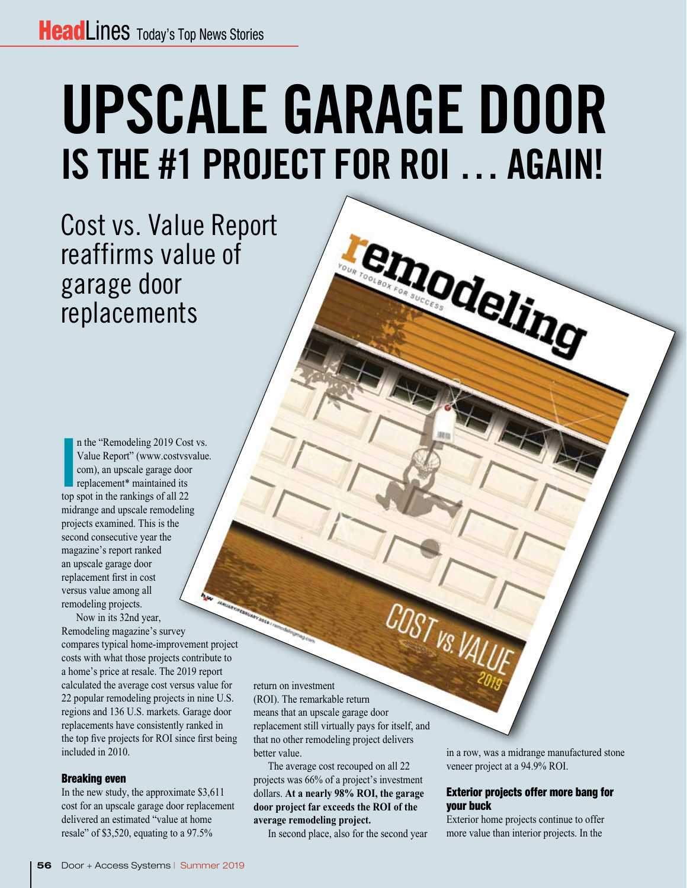# UPSCALE GARAGE DOOR IS THE #1 PROJECT FOR ROI ... AGAIN!

## Cost vs. Value Report reaffirms value of garage door replacements

In the "Remodeling 2019 Cost vs. Value Report" (www.costvsvalue.com), an upscale garage door replacement* maintained its top spot in the rankings of all 22 midrange and upscale remodeling projects examined. This is the second consecutive year the magazine's report ranked an upscale garage door replacement first in cost versus value among all remodeling projects.

Now in its 32nd year, Remodeling magazine's survey compares typical home-improvement project costs with what those projects contribute to a home's price at resale. The 2019 report calculated the average cost versus value for 22 popular remodeling projects in nine U.S. regions and 136 U.S. markets. Garage door replacements have consistently ranked in the top five projects for ROI since first being included in 2010.

### Breaking even

In the new study, the approximate $3,611 cost for an upscale garage door replacement delivered an estimated "value at home resale" of $3,520, equating to a 97.5% return on investment (ROI). The remarkable return means that an upscale garage door replacement still virtually pays for itself, and that no other remodeling project delivers better value.

The average cost recouped on all 22 projects was 66% of a project's investment dollars. **At a nearly 98% ROI, the garage door project far exceeds the ROI of the average remodeling project.**

In second place, also for the second year in a row, was a midrange manufactured stone veneer project at a 94.9% ROI.

### Exterior projects offer more bang for your buck

Exterior home projects continue to offer more value than interior projects. In the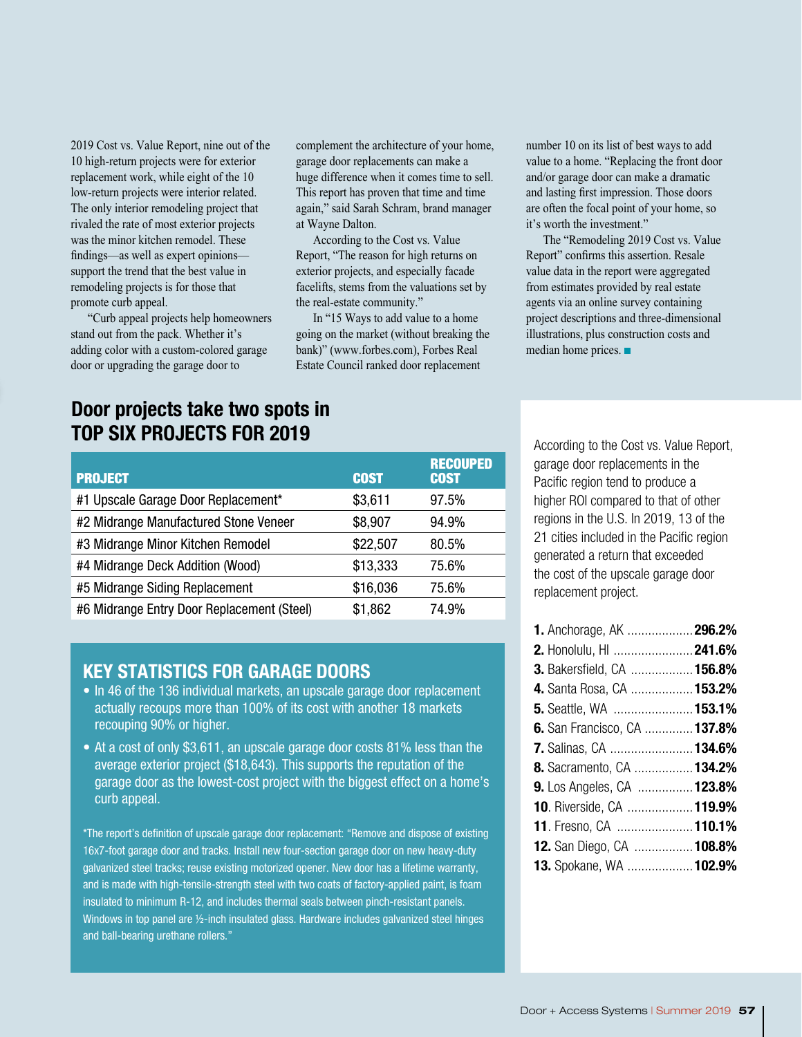2019 Cost vs. Value Report, nine out of the 10 high-return projects were for exterior replacement work, while eight of the 10 low-return projects were interior related. The only interior remodeling project that rivaled the rate of most exterior projects was the minor kitchen remodel. These findings—as well as expert opinions—support the trend that the best value in remodeling projects is for those that promote curb appeal.

"Curb appeal projects help homeowners stand out from the pack. Whether it's adding color with a custom-colored garage door or upgrading the garage door to complement the architecture of your home, garage door replacements can make a huge difference when it comes time to sell. This report has proven that time and time again," said Sarah Schram, brand manager at Wayne Dalton.

According to the Cost vs. Value Report, "The reason for high returns on exterior projects, and especially facade facelifts, stems from the valuations set by the real-estate community."

In "15 Ways to add value to a home going on the market (without breaking the bank)" (www.forbes.com), Forbes Real Estate Council ranked door replacement number 10 on its list of best ways to add value to a home. "Replacing the front door and/or garage door can make a dramatic and lasting first impression. Those doors are often the focal point of your home, so it's worth the investment."

The "Remodeling 2019 Cost vs. Value Report" confirms this assertion. Resale value data in the report were aggregated from estimates provided by real estate agents via an online survey containing project descriptions and three-dimensional illustrations, plus construction costs and median home prices. ■

## Door projects take two spots in TOP SIX PROJECTS FOR 2019

| PROJECT | COST | RECOUPED COST |
|---|---|---|
| #1 Upscale Garage Door Replacement* | $3,611 | 97.5% |
| #2 Midrange Manufactured Stone Veneer | $8,907 | 94.9% |
| #3 Midrange Minor Kitchen Remodel | $22,507 | 80.5% |
| #4 Midrange Deck Addition (Wood) | $13,333 | 75.6% |
| #5 Midrange Siding Replacement | $16,036 | 75.6% |
| #6 Midrange Entry Door Replacement (Steel) | $1,862 | 74.9% |

## KEY STATISTICS FOR GARAGE DOORS

- In 46 of the 136 individual markets, an upscale garage door replacement actually recoups more than 100% of its cost with another 18 markets recouping 90% or higher.
- At a cost of only $3,611, an upscale garage door costs 81% less than the average exterior project ($18,643). This supports the reputation of the garage door as the lowest-cost project with the biggest effect on a home's curb appeal.

*The report's definition of upscale garage door replacement: "Remove and dispose of existing 16x7-foot garage door and tracks. Install new four-section garage door on new heavy-duty galvanized steel tracks; reuse existing motorized opener. New door has a lifetime warranty, and is made with high-tensile-strength steel with two coats of factory-applied paint, is foam insulated to minimum R-12, and includes thermal seals between pinch-resistant panels. Windows in top panel are ½-inch insulated glass. Hardware includes galvanized steel hinges and ball-bearing urethane rollers."

According to the Cost vs. Value Report, garage door replacements in the Pacific region tend to produce a higher ROI compared to that of other regions in the U.S. In 2019, 13 of the 21 cities included in the Pacific region generated a return that exceeded the cost of the upscale garage door replacement project.

1. Anchorage, AK .................. **296.2%**
2. Honolulu, HI ....................... **241.6%**
3. Bakersfield, CA .................. **156.8%**
4. Santa Rosa, CA .................. **153.2%**
5. Seattle, WA ....................... **153.1%**
6. San Francisco, CA .............. **137.8%**
7. Salinas, CA ........................ **134.6%**
8. Sacramento, CA ................. **134.2%**
9. Los Angeles, CA ................ **123.8%**
10. Riverside, CA .................... **119.9%**
11. Fresno, CA ...................... **110.1%**
12. San Diego, CA ................. **108.8%**
13. Spokane, WA ................... **102.9%**